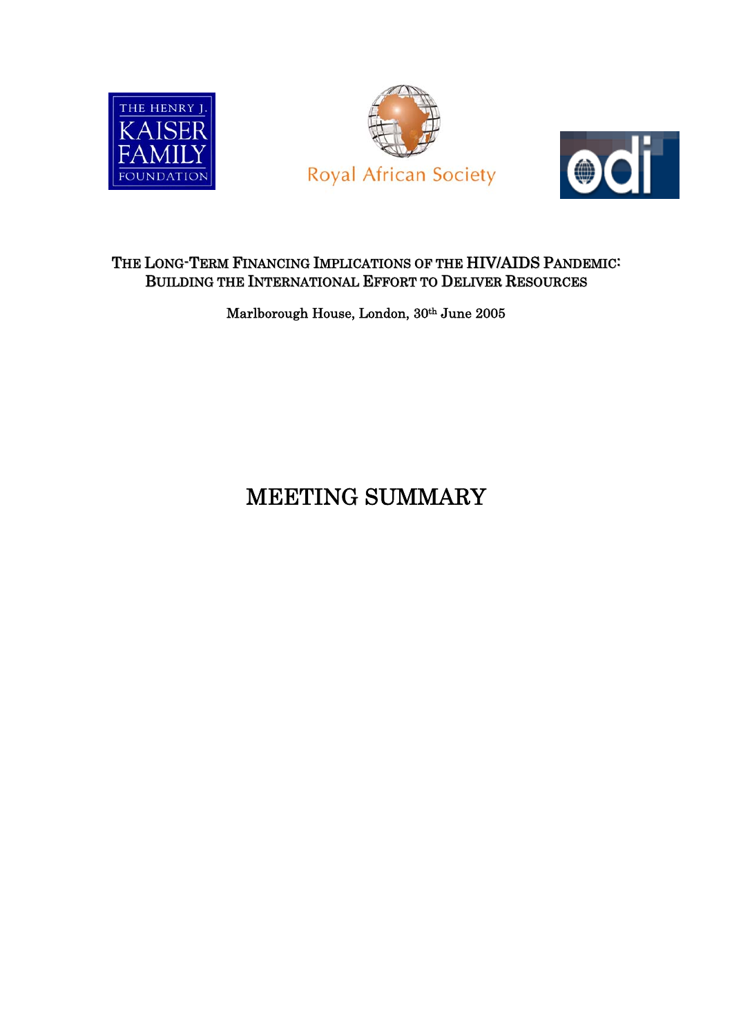THE HENRY J. KAISER FAMILY FOUNDATION

Royal African Society

odi

# The Long-Term Financing Implications of the HIV/AIDS Pandemic: Building the International Effort to Deliver Resources

Marlborough House, London, 30th June 2005

# MEETING SUMMARY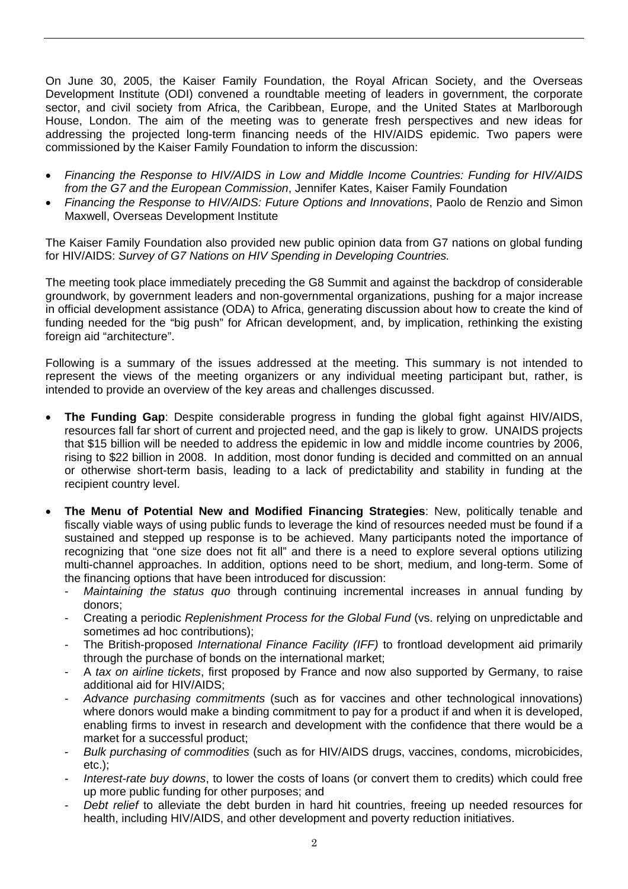On June 30, 2005, the Kaiser Family Foundation, the Royal African Society, and the Overseas Development Institute (ODI) convened a roundtable meeting of leaders in government, the corporate sector, and civil society from Africa, the Caribbean, Europe, and the United States at Marlborough House, London. The aim of the meeting was to generate fresh perspectives and new ideas for addressing the projected long-term financing needs of the HIV/AIDS epidemic. Two papers were commissioned by the Kaiser Family Foundation to inform the discussion:

- *Financing the Response to HIV/AIDS in Low and Middle Income Countries: Funding for HIV/AIDS from the G7 and the European Commission*, Jennifer Kates, Kaiser Family Foundation
- *Financing the Response to HIV/AIDS: Future Options and Innovations*, Paolo de Renzio and Simon Maxwell, Overseas Development Institute

The Kaiser Family Foundation also provided new public opinion data from G7 nations on global funding for HIV/AIDS: *Survey of G7 Nations on HIV Spending in Developing Countries.*

The meeting took place immediately preceding the G8 Summit and against the backdrop of considerable groundwork, by government leaders and non-governmental organizations, pushing for a major increase in official development assistance (ODA) to Africa, generating discussion about how to create the kind of funding needed for the "big push" for African development, and, by implication, rethinking the existing foreign aid "architecture".

Following is a summary of the issues addressed at the meeting. This summary is not intended to represent the views of the meeting organizers or any individual meeting participant but, rather, is intended to provide an overview of the key areas and challenges discussed.

- **The Funding Gap**: Despite considerable progress in funding the global fight against HIV/AIDS, resources fall far short of current and projected need, and the gap is likely to grow. UNAIDS projects that $15 billion will be needed to address the epidemic in low and middle income countries by 2006, rising to $22 billion in 2008. In addition, most donor funding is decided and committed on an annual or otherwise short-term basis, leading to a lack of predictability and stability in funding at the recipient country level.

- **The Menu of Potential New and Modified Financing Strategies**: New, politically tenable and fiscally viable ways of using public funds to leverage the kind of resources needed must be found if a sustained and stepped up response is to be achieved. Many participants noted the importance of recognizing that "one size does not fit all" and there is a need to explore several options utilizing multi-channel approaches. In addition, options need to be short, medium, and long-term. Some of the financing options that have been introduced for discussion:
  - *Maintaining the status quo* through continuing incremental increases in annual funding by donors;
  - Creating a periodic *Replenishment Process for the Global Fund* (vs. relying on unpredictable and sometimes ad hoc contributions);
  - The British-proposed *International Finance Facility (IFF)* to frontload development aid primarily through the purchase of bonds on the international market;
  - A *tax on airline tickets*, first proposed by France and now also supported by Germany, to raise additional aid for HIV/AIDS;
  - *Advance purchasing commitments* (such as for vaccines and other technological innovations) where donors would make a binding commitment to pay for a product if and when it is developed, enabling firms to invest in research and development with the confidence that there would be a market for a successful product;
  - *Bulk purchasing of commodities* (such as for HIV/AIDS drugs, vaccines, condoms, microbicides, etc.);
  - *Interest-rate buy downs*, to lower the costs of loans (or convert them to credits) which could free up more public funding for other purposes; and
  - *Debt relief* to alleviate the debt burden in hard hit countries, freeing up needed resources for health, including HIV/AIDS, and other development and poverty reduction initiatives.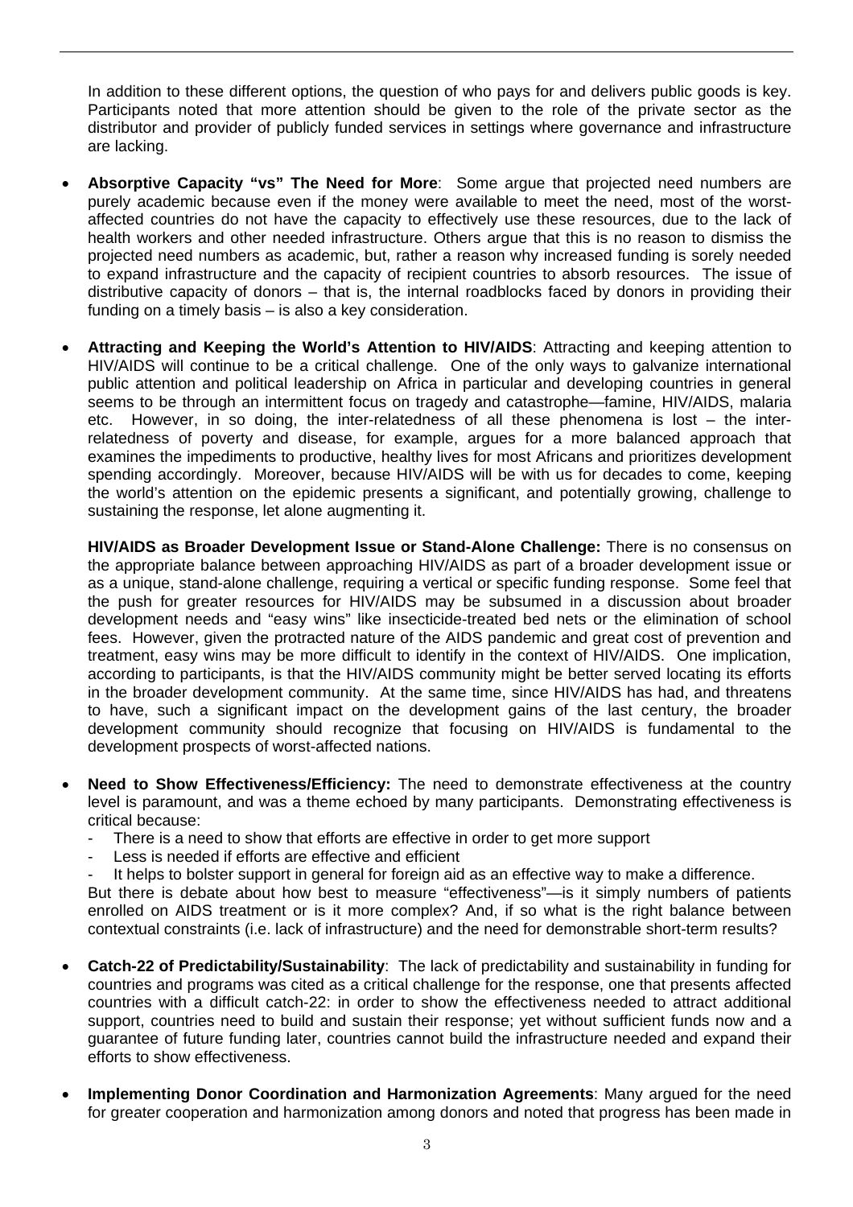In addition to these different options, the question of who pays for and delivers public goods is key. Participants noted that more attention should be given to the role of the private sector as the distributor and provider of publicly funded services in settings where governance and infrastructure are lacking.

- **Absorptive Capacity "vs" The Need for More**: Some argue that projected need numbers are purely academic because even if the money were available to meet the need, most of the worst-affected countries do not have the capacity to effectively use these resources, due to the lack of health workers and other needed infrastructure. Others argue that this is no reason to dismiss the projected need numbers as academic, but, rather a reason why increased funding is sorely needed to expand infrastructure and the capacity of recipient countries to absorb resources. The issue of distributive capacity of donors – that is, the internal roadblocks faced by donors in providing their funding on a timely basis – is also a key consideration.

- **Attracting and Keeping the World's Attention to HIV/AIDS**: Attracting and keeping attention to HIV/AIDS will continue to be a critical challenge. One of the only ways to galvanize international public attention and political leadership on Africa in particular and developing countries in general seems to be through an intermittent focus on tragedy and catastrophe—famine, HIV/AIDS, malaria etc. However, in so doing, the inter-relatedness of all these phenomena is lost – the inter-relatedness of poverty and disease, for example, argues for a more balanced approach that examines the impediments to productive, healthy lives for most Africans and prioritizes development spending accordingly. Moreover, because HIV/AIDS will be with us for decades to come, keeping the world's attention on the epidemic presents a significant, and potentially growing, challenge to sustaining the response, let alone augmenting it.

  **HIV/AIDS as Broader Development Issue or Stand-Alone Challenge:** There is no consensus on the appropriate balance between approaching HIV/AIDS as part of a broader development issue or as a unique, stand-alone challenge, requiring a vertical or specific funding response. Some feel that the push for greater resources for HIV/AIDS may be subsumed in a discussion about broader development needs and "easy wins" like insecticide-treated bed nets or the elimination of school fees. However, given the protracted nature of the AIDS pandemic and great cost of prevention and treatment, easy wins may be more difficult to identify in the context of HIV/AIDS. One implication, according to participants, is that the HIV/AIDS community might be better served locating its efforts in the broader development community. At the same time, since HIV/AIDS has had, and threatens to have, such a significant impact on the development gains of the last century, the broader development community should recognize that focusing on HIV/AIDS is fundamental to the development prospects of worst-affected nations.

- **Need to Show Effectiveness/Efficiency:** The need to demonstrate effectiveness at the country level is paramount, and was a theme echoed by many participants. Demonstrating effectiveness is critical because:
  - There is a need to show that efforts are effective in order to get more support
  - Less is needed if efforts are effective and efficient
  - It helps to bolster support in general for foreign aid as an effective way to make a difference.

  But there is debate about how best to measure "effectiveness"—is it simply numbers of patients enrolled on AIDS treatment or is it more complex? And, if so what is the right balance between contextual constraints (i.e. lack of infrastructure) and the need for demonstrable short-term results?

- **Catch-22 of Predictability/Sustainability**: The lack of predictability and sustainability in funding for countries and programs was cited as a critical challenge for the response, one that presents affected countries with a difficult catch-22: in order to show the effectiveness needed to attract additional support, countries need to build and sustain their response; yet without sufficient funds now and a guarantee of future funding later, countries cannot build the infrastructure needed and expand their efforts to show effectiveness.

- **Implementing Donor Coordination and Harmonization Agreements**: Many argued for the need for greater cooperation and harmonization among donors and noted that progress has been made in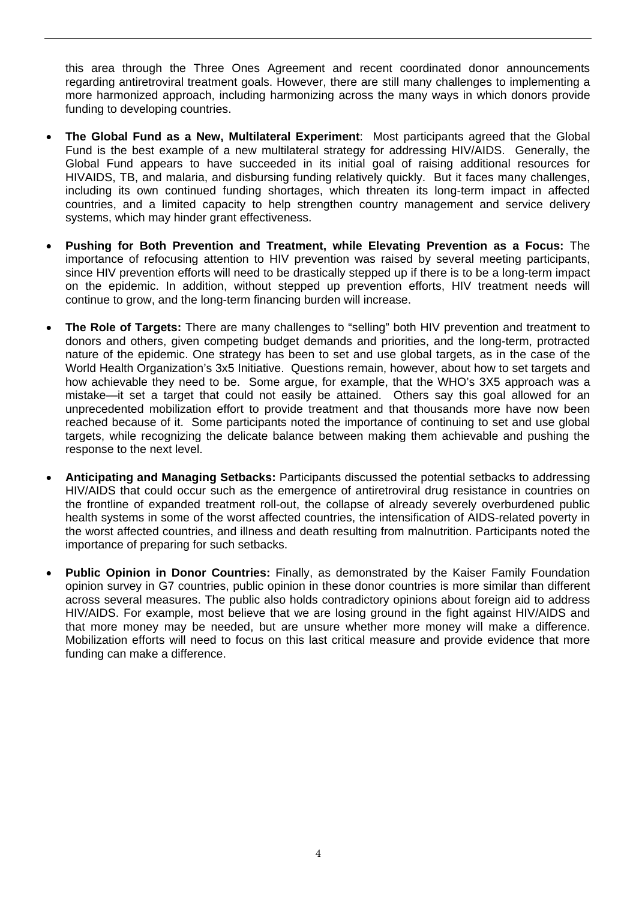this area through the Three Ones Agreement and recent coordinated donor announcements regarding antiretroviral treatment goals. However, there are still many challenges to implementing a more harmonized approach, including harmonizing across the many ways in which donors provide funding to developing countries.

- **The Global Fund as a New, Multilateral Experiment**: Most participants agreed that the Global Fund is the best example of a new multilateral strategy for addressing HIV/AIDS. Generally, the Global Fund appears to have succeeded in its initial goal of raising additional resources for HIVAIDS, TB, and malaria, and disbursing funding relatively quickly. But it faces many challenges, including its own continued funding shortages, which threaten its long-term impact in affected countries, and a limited capacity to help strengthen country management and service delivery systems, which may hinder grant effectiveness.

- **Pushing for Both Prevention and Treatment, while Elevating Prevention as a Focus:** The importance of refocusing attention to HIV prevention was raised by several meeting participants, since HIV prevention efforts will need to be drastically stepped up if there is to be a long-term impact on the epidemic. In addition, without stepped up prevention efforts, HIV treatment needs will continue to grow, and the long-term financing burden will increase.

- **The Role of Targets:** There are many challenges to "selling" both HIV prevention and treatment to donors and others, given competing budget demands and priorities, and the long-term, protracted nature of the epidemic. One strategy has been to set and use global targets, as in the case of the World Health Organization's 3x5 Initiative. Questions remain, however, about how to set targets and how achievable they need to be. Some argue, for example, that the WHO's 3X5 approach was a mistake—it set a target that could not easily be attained. Others say this goal allowed for an unprecedented mobilization effort to provide treatment and that thousands more have now been reached because of it. Some participants noted the importance of continuing to set and use global targets, while recognizing the delicate balance between making them achievable and pushing the response to the next level.

- **Anticipating and Managing Setbacks:** Participants discussed the potential setbacks to addressing HIV/AIDS that could occur such as the emergence of antiretroviral drug resistance in countries on the frontline of expanded treatment roll-out, the collapse of already severely overburdened public health systems in some of the worst affected countries, the intensification of AIDS-related poverty in the worst affected countries, and illness and death resulting from malnutrition. Participants noted the importance of preparing for such setbacks.

- **Public Opinion in Donor Countries:** Finally, as demonstrated by the Kaiser Family Foundation opinion survey in G7 countries, public opinion in these donor countries is more similar than different across several measures. The public also holds contradictory opinions about foreign aid to address HIV/AIDS. For example, most believe that we are losing ground in the fight against HIV/AIDS and that more money may be needed, but are unsure whether more money will make a difference. Mobilization efforts will need to focus on this last critical measure and provide evidence that more funding can make a difference.